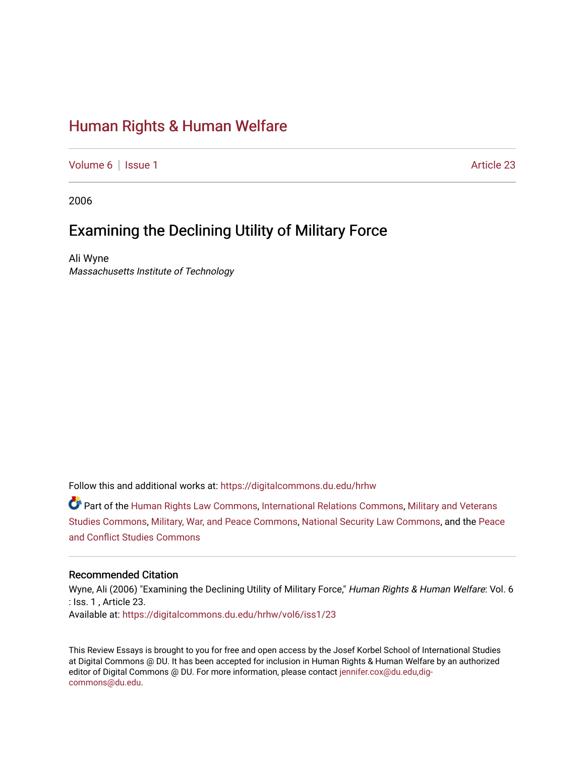# Human Rights & Human Welfare

Volume 6 | Issue 1 Article 23

2006

## Examining the Declining Utility of Military Force

Ali Wyne
*Massachusetts Institute of Technology*

Follow this and additional works at: https://digitalcommons.du.edu/hrhw

Part of the Human Rights Law Commons, International Relations Commons, Military and Veterans Studies Commons, Military, War, and Peace Commons, National Security Law Commons, and the Peace and Conflict Studies Commons

### Recommended Citation

Wyne, Ali (2006) "Examining the Declining Utility of Military Force," *Human Rights & Human Welfare*: Vol. 6 : Iss. 1 , Article 23.
Available at: https://digitalcommons.du.edu/hrhw/vol6/iss1/23

This Review Essays is brought to you for free and open access by the Josef Korbel School of International Studies at Digital Commons @ DU. It has been accepted for inclusion in Human Rights & Human Welfare by an authorized editor of Digital Commons @ DU. For more information, please contact jennifer.cox@du.edu,dig-commons@du.edu.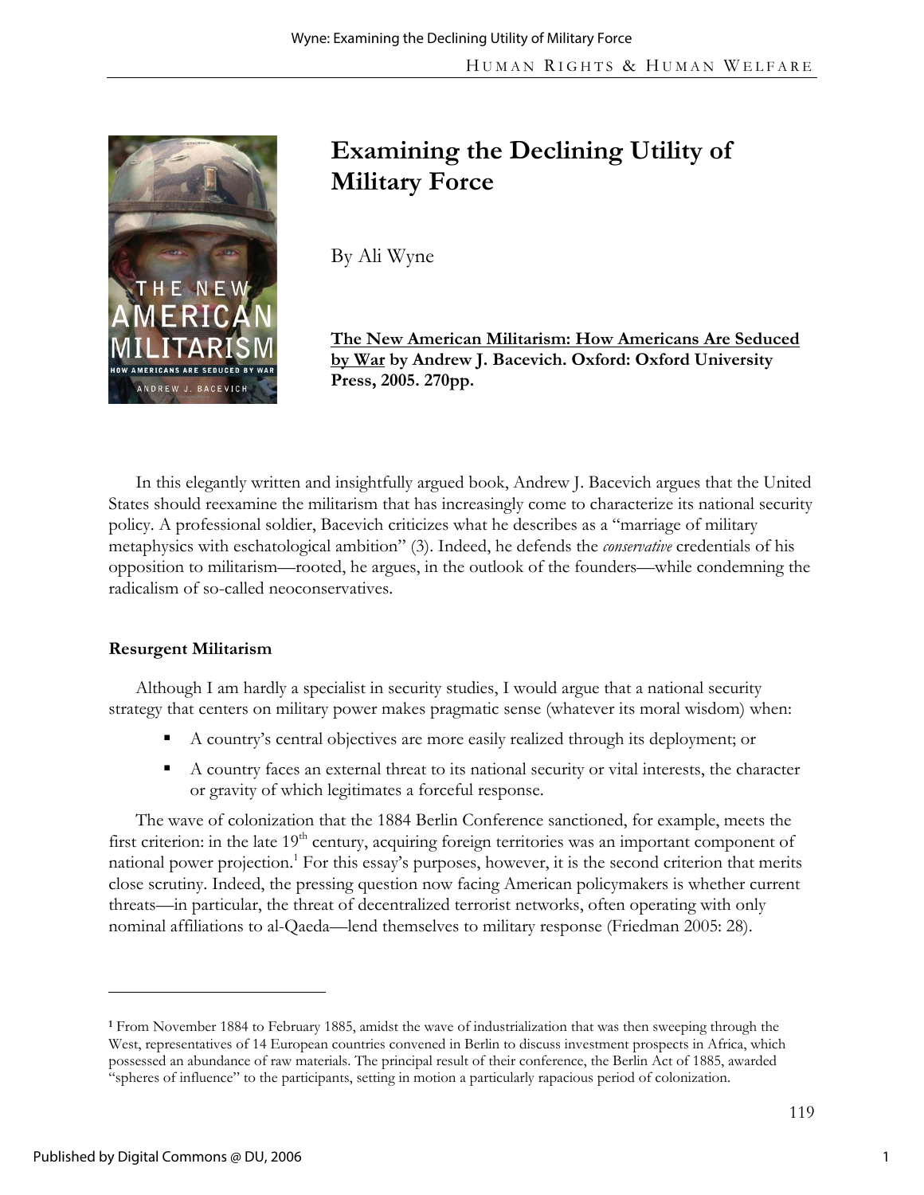# Examining the Declining Utility of Military Force

By Ali Wyne

**The New American Militarism: How Americans Are Seduced by War by Andrew J. Bacevich. Oxford: Oxford University Press, 2005. 270pp.**

In this elegantly written and insightfully argued book, Andrew J. Bacevich argues that the United States should reexamine the militarism that has increasingly come to characterize its national security policy. A professional soldier, Bacevich criticizes what he describes as a "marriage of military metaphysics with eschatological ambition" (3). Indeed, he defends the *conservative* credentials of his opposition to militarism—rooted, he argues, in the outlook of the founders—while condemning the radicalism of so-called neoconservatives.

### Resurgent Militarism

Although I am hardly a specialist in security studies, I would argue that a national security strategy that centers on military power makes pragmatic sense (whatever its moral wisdom) when:

- A country's central objectives are more easily realized through its deployment; or
- A country faces an external threat to its national security or vital interests, the character or gravity of which legitimates a forceful response.

The wave of colonization that the 1884 Berlin Conference sanctioned, for example, meets the first criterion: in the late 19th century, acquiring foreign territories was an important component of national power projection.[1] For this essay's purposes, however, it is the second criterion that merits close scrutiny. Indeed, the pressing question now facing American policymakers is whether current threats—in particular, the threat of decentralized terrorist networks, often operating with only nominal affiliations to al-Qaeda—lend themselves to military response (Friedman 2005: 28).

---

[1] From November 1884 to February 1885, amidst the wave of industrialization that was then sweeping through the West, representatives of 14 European countries convened in Berlin to discuss investment prospects in Africa, which possessed an abundance of raw materials. The principal result of their conference, the Berlin Act of 1885, awarded "spheres of influence" to the participants, setting in motion a particularly rapacious period of colonization.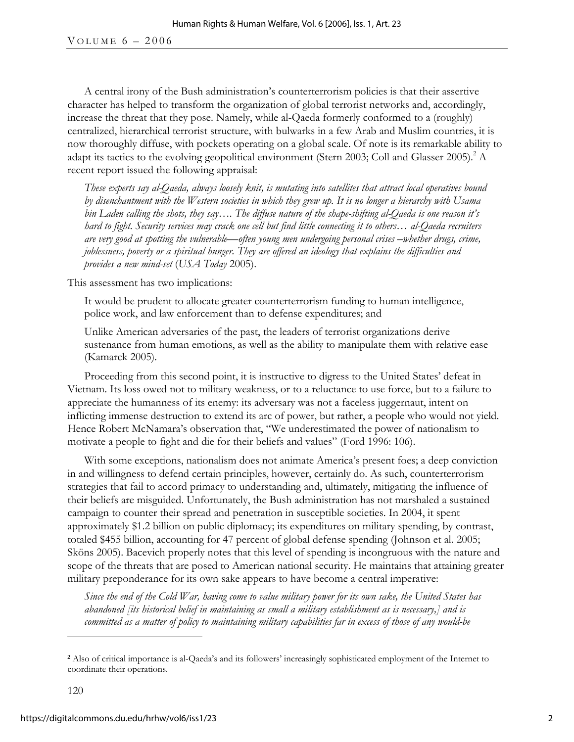A central irony of the Bush administration's counterterrorism policies is that their assertive character has helped to transform the organization of global terrorist networks and, accordingly, increase the threat that they pose. Namely, while al-Qaeda formerly conformed to a (roughly) centralized, hierarchical terrorist structure, with bulwarks in a few Arab and Muslim countries, it is now thoroughly diffuse, with pockets operating on a global scale. Of note is its remarkable ability to adapt its tactics to the evolving geopolitical environment (Stern 2003; Coll and Glasser 2005).[2] A recent report issued the following appraisal:

> *These experts say al-Qaeda, always loosely knit, is mutating into satellites that attract local operatives bound by disenchantment with the Western societies in which they grew up. It is no longer a hierarchy with Usama bin Laden calling the shots, they say…. The diffuse nature of the shape-shifting al-Qaeda is one reason it's hard to fight. Security services may crack one cell but find little connecting it to others… al-Qaeda recruiters are very good at spotting the vulnerable—often young men undergoing personal crises –whether drugs, crime, joblessness, poverty or a spiritual hunger. They are offered an ideology that explains the difficulties and provides a new mind-set* (*USA Today* 2005).

This assessment has two implications:

> It would be prudent to allocate greater counterterrorism funding to human intelligence, police work, and law enforcement than to defense expenditures; and
>
> Unlike American adversaries of the past, the leaders of terrorist organizations derive sustenance from human emotions, as well as the ability to manipulate them with relative ease (Kamarck 2005).

Proceeding from this second point, it is instructive to digress to the United States' defeat in Vietnam. Its loss owed not to military weakness, or to a reluctance to use force, but to a failure to appreciate the humanness of its enemy: its adversary was not a faceless juggernaut, intent on inflicting immense destruction to extend its arc of power, but rather, a people who would not yield. Hence Robert McNamara's observation that, "We underestimated the power of nationalism to motivate a people to fight and die for their beliefs and values" (Ford 1996: 106).

With some exceptions, nationalism does not animate America's present foes; a deep conviction in and willingness to defend certain principles, however, certainly do. As such, counterterrorism strategies that fail to accord primacy to understanding and, ultimately, mitigating the influence of their beliefs are misguided. Unfortunately, the Bush administration has not marshaled a sustained campaign to counter their spread and penetration in susceptible societies. In 2004, it spent approximately \$1.2 billion on public diplomacy; its expenditures on military spending, by contrast, totaled \$455 billion, accounting for 47 percent of global defense spending (Johnson et al. 2005; Sköns 2005). Bacevich properly notes that this level of spending is incongruous with the nature and scope of the threats that are posed to American national security. He maintains that attaining greater military preponderance for its own sake appears to have become a central imperative:

> *Since the end of the Cold War, having come to value military power for its own sake, the United States has abandoned [its historical belief in maintaining as small a military establishment as is necessary,] and is committed as a matter of policy to maintaining military capabilities far in excess of those of any would-be*

---

[2] Also of critical importance is al-Qaeda's and its followers' increasingly sophisticated employment of the Internet to coordinate their operations.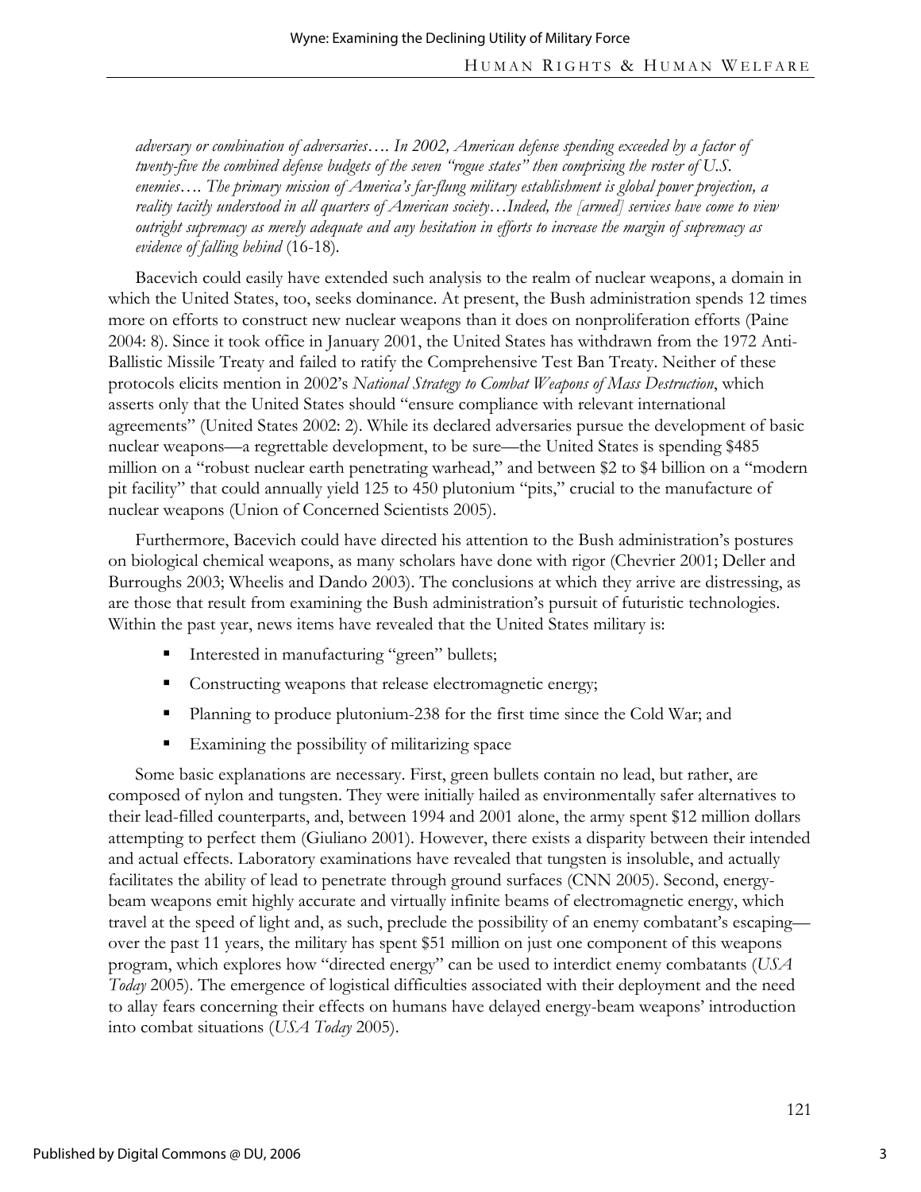*adversary or combination of adversaries…. In 2002, American defense spending exceeded by a factor of twenty-five the combined defense budgets of the seven "rogue states" then comprising the roster of U.S. enemies…. The primary mission of America's far-flung military establishment is global power projection, a reality tacitly understood in all quarters of American society…Indeed, the [armed] services have come to view outright supremacy as merely adequate and any hesitation in efforts to increase the margin of supremacy as evidence of falling behind* (16-18).

Bacevich could easily have extended such analysis to the realm of nuclear weapons, a domain in which the United States, too, seeks dominance. At present, the Bush administration spends 12 times more on efforts to construct new nuclear weapons than it does on nonproliferation efforts (Paine 2004: 8). Since it took office in January 2001, the United States has withdrawn from the 1972 Anti-Ballistic Missile Treaty and failed to ratify the Comprehensive Test Ban Treaty. Neither of these protocols elicits mention in 2002's *National Strategy to Combat Weapons of Mass Destruction*, which asserts only that the United States should "ensure compliance with relevant international agreements" (United States 2002: 2). While its declared adversaries pursue the development of basic nuclear weapons—a regrettable development, to be sure—the United States is spending $485 million on a "robust nuclear earth penetrating warhead," and between $2 to $4 billion on a "modern pit facility" that could annually yield 125 to 450 plutonium "pits," crucial to the manufacture of nuclear weapons (Union of Concerned Scientists 2005).

Furthermore, Bacevich could have directed his attention to the Bush administration's postures on biological chemical weapons, as many scholars have done with rigor (Chevrier 2001; Deller and Burroughs 2003; Wheelis and Dando 2003). The conclusions at which they arrive are distressing, as are those that result from examining the Bush administration's pursuit of futuristic technologies. Within the past year, news items have revealed that the United States military is:

- Interested in manufacturing "green" bullets;
- Constructing weapons that release electromagnetic energy;
- Planning to produce plutonium-238 for the first time since the Cold War; and
- Examining the possibility of militarizing space

Some basic explanations are necessary. First, green bullets contain no lead, but rather, are composed of nylon and tungsten. They were initially hailed as environmentally safer alternatives to their lead-filled counterparts, and, between 1994 and 2001 alone, the army spent $12 million dollars attempting to perfect them (Giuliano 2001). However, there exists a disparity between their intended and actual effects. Laboratory examinations have revealed that tungsten is insoluble, and actually facilitates the ability of lead to penetrate through ground surfaces (CNN 2005). Second, energy-beam weapons emit highly accurate and virtually infinite beams of electromagnetic energy, which travel at the speed of light and, as such, preclude the possibility of an enemy combatant's escaping—over the past 11 years, the military has spent $51 million on just one component of this weapons program, which explores how "directed energy" can be used to interdict enemy combatants (*USA Today* 2005). The emergence of logistical difficulties associated with their deployment and the need to allay fears concerning their effects on humans have delayed energy-beam weapons' introduction into combat situations (*USA Today* 2005).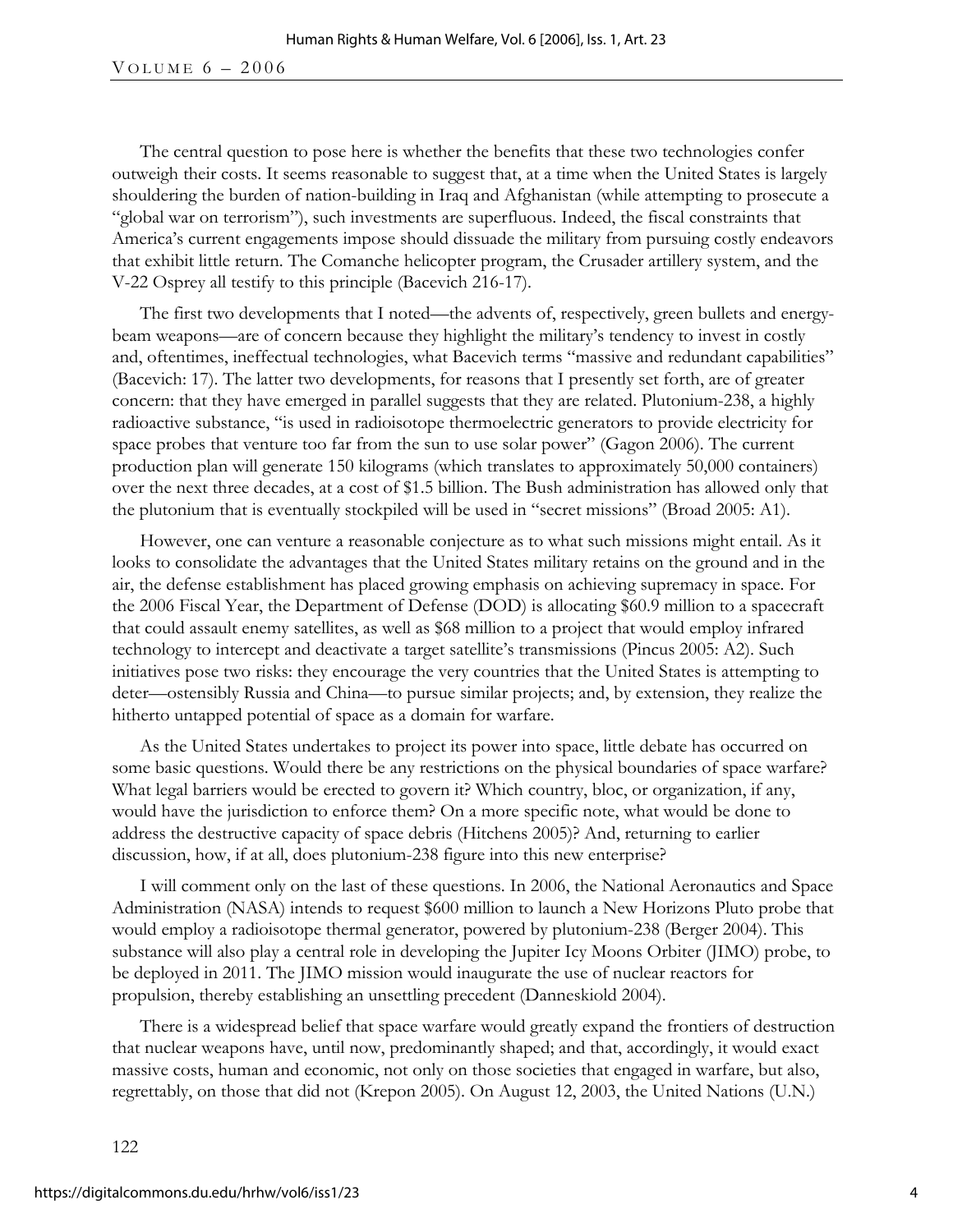The central question to pose here is whether the benefits that these two technologies confer outweigh their costs. It seems reasonable to suggest that, at a time when the United States is largely shouldering the burden of nation-building in Iraq and Afghanistan (while attempting to prosecute a "global war on terrorism"), such investments are superfluous. Indeed, the fiscal constraints that America's current engagements impose should dissuade the military from pursuing costly endeavors that exhibit little return. The Comanche helicopter program, the Crusader artillery system, and the V-22 Osprey all testify to this principle (Bacevich 216-17).

The first two developments that I noted—the advents of, respectively, green bullets and energy-beam weapons—are of concern because they highlight the military's tendency to invest in costly and, oftentimes, ineffectual technologies, what Bacevich terms "massive and redundant capabilities" (Bacevich: 17). The latter two developments, for reasons that I presently set forth, are of greater concern: that they have emerged in parallel suggests that they are related. Plutonium-238, a highly radioactive substance, "is used in radioisotope thermoelectric generators to provide electricity for space probes that venture too far from the sun to use solar power" (Gagon 2006). The current production plan will generate 150 kilograms (which translates to approximately 50,000 containers) over the next three decades, at a cost of $1.5 billion. The Bush administration has allowed only that the plutonium that is eventually stockpiled will be used in "secret missions" (Broad 2005: A1).

However, one can venture a reasonable conjecture as to what such missions might entail. As it looks to consolidate the advantages that the United States military retains on the ground and in the air, the defense establishment has placed growing emphasis on achieving supremacy in space. For the 2006 Fiscal Year, the Department of Defense (DOD) is allocating $60.9 million to a spacecraft that could assault enemy satellites, as well as $68 million to a project that would employ infrared technology to intercept and deactivate a target satellite's transmissions (Pincus 2005: A2). Such initiatives pose two risks: they encourage the very countries that the United States is attempting to deter—ostensibly Russia and China—to pursue similar projects; and, by extension, they realize the hitherto untapped potential of space as a domain for warfare.

As the United States undertakes to project its power into space, little debate has occurred on some basic questions. Would there be any restrictions on the physical boundaries of space warfare? What legal barriers would be erected to govern it? Which country, bloc, or organization, if any, would have the jurisdiction to enforce them? On a more specific note, what would be done to address the destructive capacity of space debris (Hitchens 2005)? And, returning to earlier discussion, how, if at all, does plutonium-238 figure into this new enterprise?

I will comment only on the last of these questions. In 2006, the National Aeronautics and Space Administration (NASA) intends to request $600 million to launch a New Horizons Pluto probe that would employ a radioisotope thermal generator, powered by plutonium-238 (Berger 2004). This substance will also play a central role in developing the Jupiter Icy Moons Orbiter (JIMO) probe, to be deployed in 2011. The JIMO mission would inaugurate the use of nuclear reactors for propulsion, thereby establishing an unsettling precedent (Danneskiold 2004).

There is a widespread belief that space warfare would greatly expand the frontiers of destruction that nuclear weapons have, until now, predominantly shaped; and that, accordingly, it would exact massive costs, human and economic, not only on those societies that engaged in warfare, but also, regrettably, on those that did not (Krepon 2005). On August 12, 2003, the United Nations (U.N.)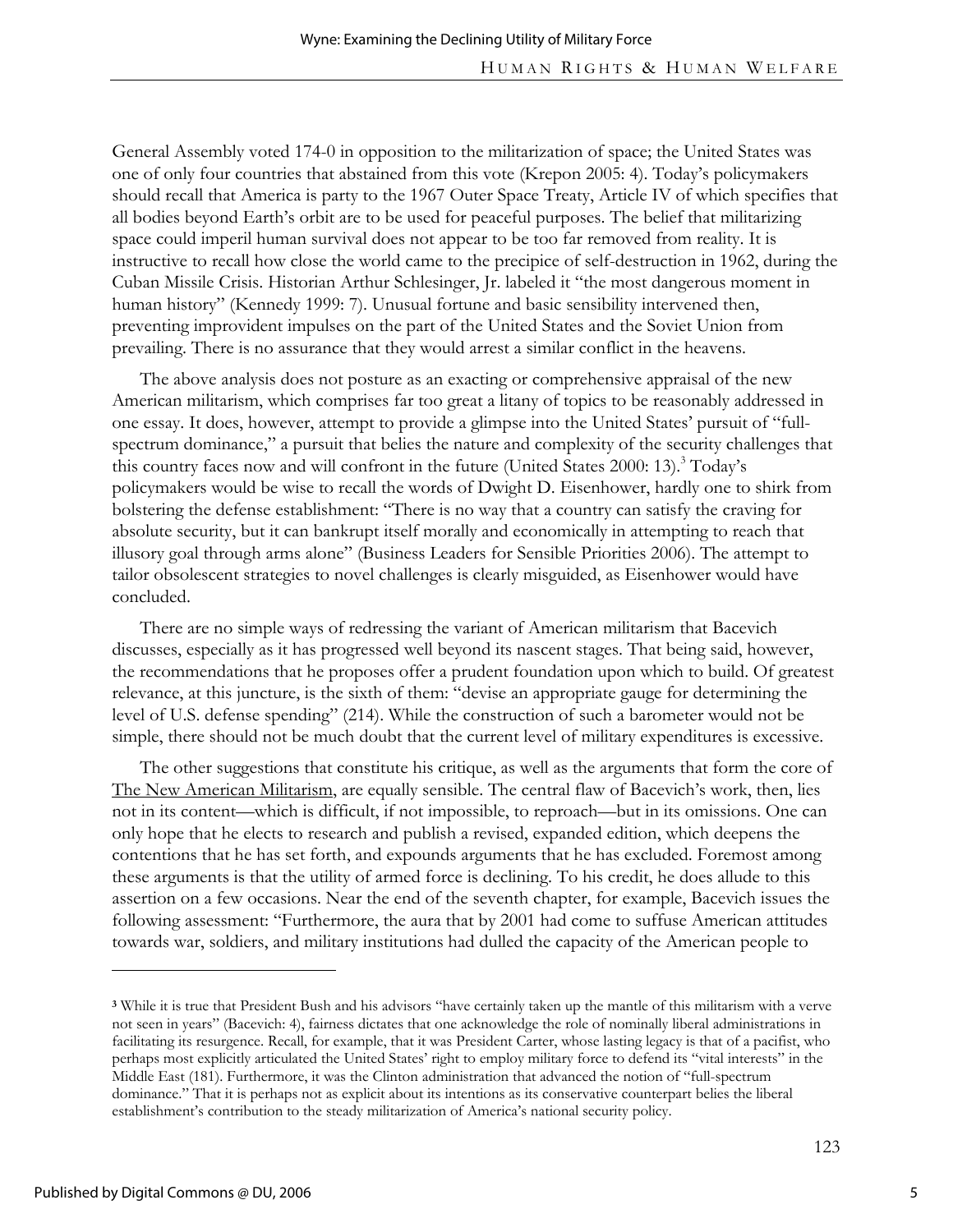General Assembly voted 174-0 in opposition to the militarization of space; the United States was one of only four countries that abstained from this vote (Krepon 2005: 4). Today's policymakers should recall that America is party to the 1967 Outer Space Treaty, Article IV of which specifies that all bodies beyond Earth's orbit are to be used for peaceful purposes. The belief that militarizing space could imperil human survival does not appear to be too far removed from reality. It is instructive to recall how close the world came to the precipice of self-destruction in 1962, during the Cuban Missile Crisis. Historian Arthur Schlesinger, Jr. labeled it "the most dangerous moment in human history" (Kennedy 1999: 7). Unusual fortune and basic sensibility intervened then, preventing improvident impulses on the part of the United States and the Soviet Union from prevailing. There is no assurance that they would arrest a similar conflict in the heavens.

The above analysis does not posture as an exacting or comprehensive appraisal of the new American militarism, which comprises far too great a litany of topics to be reasonably addressed in one essay. It does, however, attempt to provide a glimpse into the United States' pursuit of "full-spectrum dominance," a pursuit that belies the nature and complexity of the security challenges that this country faces now and will confront in the future (United States 2000: 13).[3] Today's policymakers would be wise to recall the words of Dwight D. Eisenhower, hardly one to shirk from bolstering the defense establishment: "There is no way that a country can satisfy the craving for absolute security, but it can bankrupt itself morally and economically in attempting to reach that illusory goal through arms alone" (Business Leaders for Sensible Priorities 2006). The attempt to tailor obsolescent strategies to novel challenges is clearly misguided, as Eisenhower would have concluded.

There are no simple ways of redressing the variant of American militarism that Bacevich discusses, especially as it has progressed well beyond its nascent stages. That being said, however, the recommendations that he proposes offer a prudent foundation upon which to build. Of greatest relevance, at this juncture, is the sixth of them: "devise an appropriate gauge for determining the level of U.S. defense spending" (214). While the construction of such a barometer would not be simple, there should not be much doubt that the current level of military expenditures is excessive.

The other suggestions that constitute his critique, as well as the arguments that form the core of The New American Militarism, are equally sensible. The central flaw of Bacevich's work, then, lies not in its content—which is difficult, if not impossible, to reproach—but in its omissions. One can only hope that he elects to research and publish a revised, expanded edition, which deepens the contentions that he has set forth, and expounds arguments that he has excluded. Foremost among these arguments is that the utility of armed force is declining. To his credit, he does allude to this assertion on a few occasions. Near the end of the seventh chapter, for example, Bacevich issues the following assessment: "Furthermore, the aura that by 2001 had come to suffuse American attitudes towards war, soldiers, and military institutions had dulled the capacity of the American people to

---

[3] While it is true that President Bush and his advisors "have certainly taken up the mantle of this militarism with a verve not seen in years" (Bacevich: 4), fairness dictates that one acknowledge the role of nominally liberal administrations in facilitating its resurgence. Recall, for example, that it was President Carter, whose lasting legacy is that of a pacifist, who perhaps most explicitly articulated the United States' right to employ military force to defend its "vital interests" in the Middle East (181). Furthermore, it was the Clinton administration that advanced the notion of "full-spectrum dominance." That it is perhaps not as explicit about its intentions as its conservative counterpart belies the liberal establishment's contribution to the steady militarization of America's national security policy.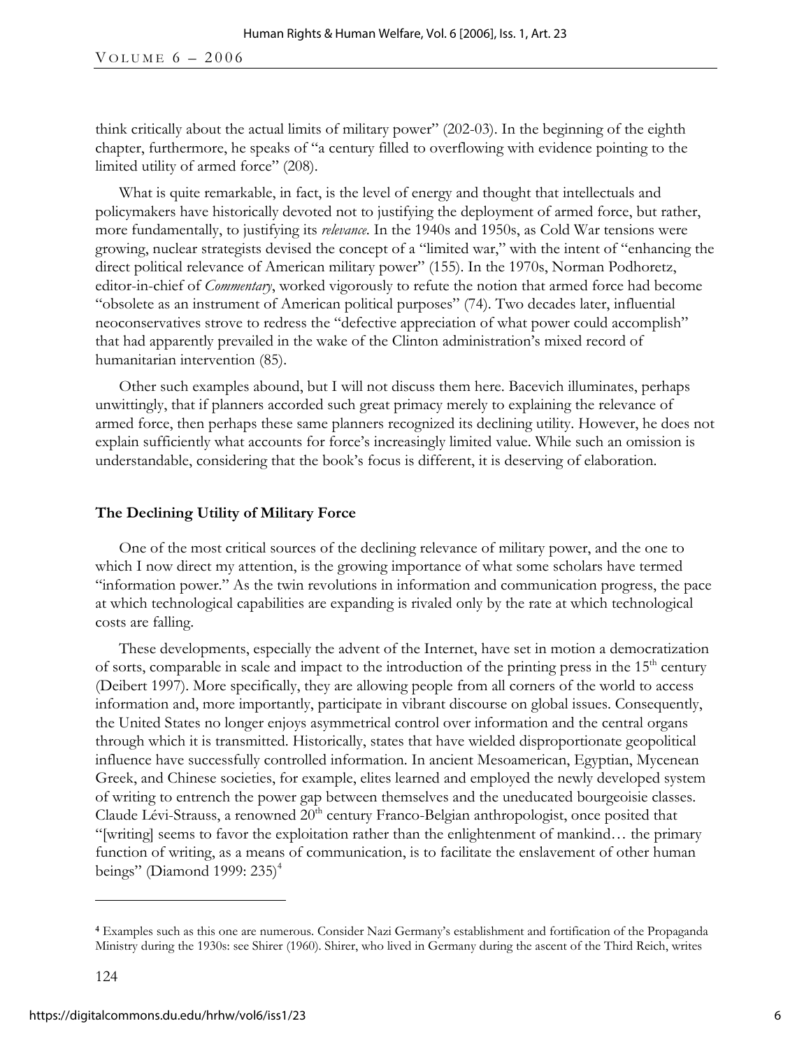think critically about the actual limits of military power" (202-03). In the beginning of the eighth chapter, furthermore, he speaks of "a century filled to overflowing with evidence pointing to the limited utility of armed force" (208).

What is quite remarkable, in fact, is the level of energy and thought that intellectuals and policymakers have historically devoted not to justifying the deployment of armed force, but rather, more fundamentally, to justifying its *relevance*. In the 1940s and 1950s, as Cold War tensions were growing, nuclear strategists devised the concept of a "limited war," with the intent of "enhancing the direct political relevance of American military power" (155). In the 1970s, Norman Podhoretz, editor-in-chief of *Commentary*, worked vigorously to refute the notion that armed force had become "obsolete as an instrument of American political purposes" (74). Two decades later, influential neoconservatives strove to redress the "defective appreciation of what power could accomplish" that had apparently prevailed in the wake of the Clinton administration's mixed record of humanitarian intervention (85).

Other such examples abound, but I will not discuss them here. Bacevich illuminates, perhaps unwittingly, that if planners accorded such great primacy merely to explaining the relevance of armed force, then perhaps these same planners recognized its declining utility. However, he does not explain sufficiently what accounts for force's increasingly limited value. While such an omission is understandable, considering that the book's focus is different, it is deserving of elaboration.

### The Declining Utility of Military Force

One of the most critical sources of the declining relevance of military power, and the one to which I now direct my attention, is the growing importance of what some scholars have termed "information power." As the twin revolutions in information and communication progress, the pace at which technological capabilities are expanding is rivaled only by the rate at which technological costs are falling.

These developments, especially the advent of the Internet, have set in motion a democratization of sorts, comparable in scale and impact to the introduction of the printing press in the 15th century (Deibert 1997). More specifically, they are allowing people from all corners of the world to access information and, more importantly, participate in vibrant discourse on global issues. Consequently, the United States no longer enjoys asymmetrical control over information and the central organs through which it is transmitted. Historically, states that have wielded disproportionate geopolitical influence have successfully controlled information. In ancient Mesoamerican, Egyptian, Mycenean Greek, and Chinese societies, for example, elites learned and employed the newly developed system of writing to entrench the power gap between themselves and the uneducated bourgeoisie classes. Claude Lévi-Strauss, a renowned 20th century Franco-Belgian anthropologist, once posited that "[writing] seems to favor the exploitation rather than the enlightenment of mankind… the primary function of writing, as a means of communication, is to facilitate the enslavement of other human beings" (Diamond 1999: 235)[4]

---

[4] Examples such as this one are numerous. Consider Nazi Germany's establishment and fortification of the Propaganda Ministry during the 1930s: see Shirer (1960). Shirer, who lived in Germany during the ascent of the Third Reich, writes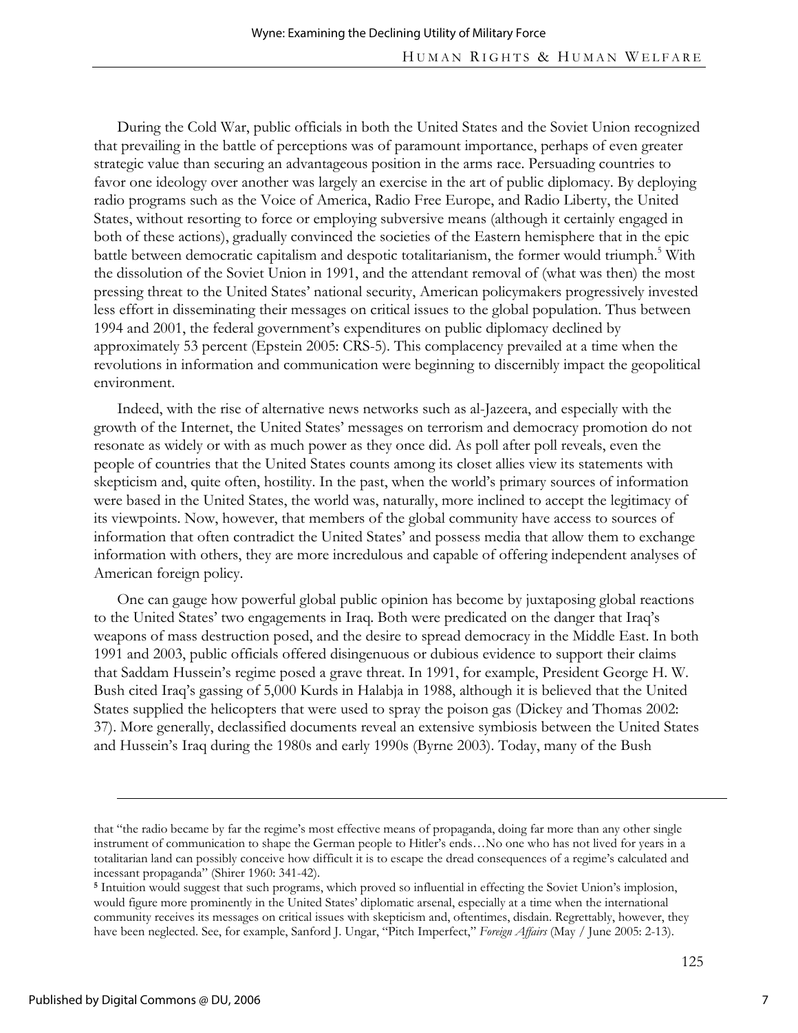During the Cold War, public officials in both the United States and the Soviet Union recognized that prevailing in the battle of perceptions was of paramount importance, perhaps of even greater strategic value than securing an advantageous position in the arms race. Persuading countries to favor one ideology over another was largely an exercise in the art of public diplomacy. By deploying radio programs such as the Voice of America, Radio Free Europe, and Radio Liberty, the United States, without resorting to force or employing subversive means (although it certainly engaged in both of these actions), gradually convinced the societies of the Eastern hemisphere that in the epic battle between democratic capitalism and despotic totalitarianism, the former would triumph.[5] With the dissolution of the Soviet Union in 1991, and the attendant removal of (what was then) the most pressing threat to the United States' national security, American policymakers progressively invested less effort in disseminating their messages on critical issues to the global population. Thus between 1994 and 2001, the federal government's expenditures on public diplomacy declined by approximately 53 percent (Epstein 2005: CRS-5). This complacency prevailed at a time when the revolutions in information and communication were beginning to discernibly impact the geopolitical environment.

Indeed, with the rise of alternative news networks such as al-Jazeera, and especially with the growth of the Internet, the United States' messages on terrorism and democracy promotion do not resonate as widely or with as much power as they once did. As poll after poll reveals, even the people of countries that the United States counts among its closet allies view its statements with skepticism and, quite often, hostility. In the past, when the world's primary sources of information were based in the United States, the world was, naturally, more inclined to accept the legitimacy of its viewpoints. Now, however, that members of the global community have access to sources of information that often contradict the United States' and possess media that allow them to exchange information with others, they are more incredulous and capable of offering independent analyses of American foreign policy.

One can gauge how powerful global public opinion has become by juxtaposing global reactions to the United States' two engagements in Iraq. Both were predicated on the danger that Iraq's weapons of mass destruction posed, and the desire to spread democracy in the Middle East. In both 1991 and 2003, public officials offered disingenuous or dubious evidence to support their claims that Saddam Hussein's regime posed a grave threat. In 1991, for example, President George H. W. Bush cited Iraq's gassing of 5,000 Kurds in Halabja in 1988, although it is believed that the United States supplied the helicopters that were used to spray the poison gas (Dickey and Thomas 2002: 37). More generally, declassified documents reveal an extensive symbiosis between the United States and Hussein's Iraq during the 1980s and early 1990s (Byrne 2003). Today, many of the Bush

---

that "the radio became by far the regime's most effective means of propaganda, doing far more than any other single instrument of communication to shape the German people to Hitler's ends…No one who has not lived for years in a totalitarian land can possibly conceive how difficult it is to escape the dread consequences of a regime's calculated and incessant propaganda" (Shirer 1960: 341-42).

[5] Intuition would suggest that such programs, which proved so influential in effecting the Soviet Union's implosion, would figure more prominently in the United States' diplomatic arsenal, especially at a time when the international community receives its messages on critical issues with skepticism and, oftentimes, disdain. Regrettably, however, they have been neglected. See, for example, Sanford J. Ungar, "Pitch Imperfect," *Foreign Affairs* (May / June 2005: 2-13).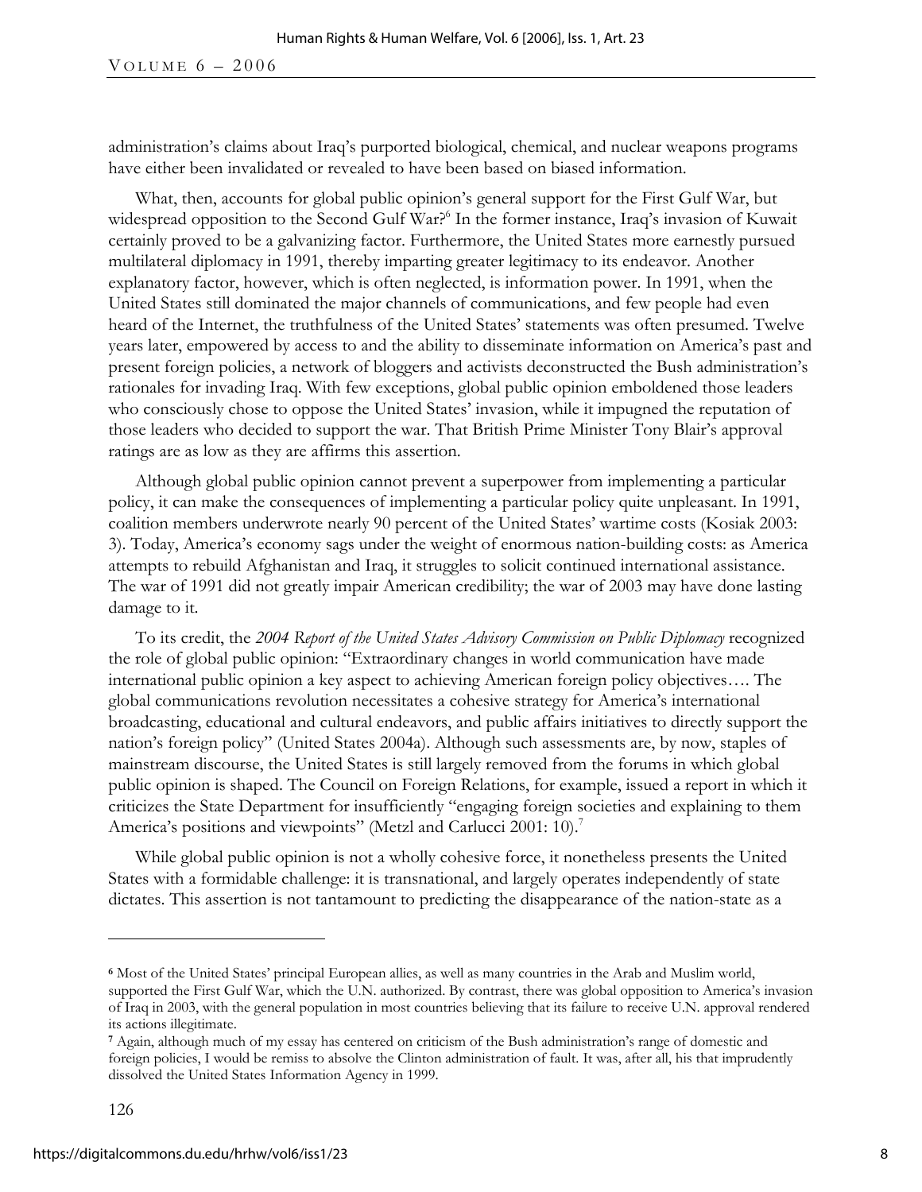administration's claims about Iraq's purported biological, chemical, and nuclear weapons programs have either been invalidated or revealed to have been based on biased information.

What, then, accounts for global public opinion's general support for the First Gulf War, but widespread opposition to the Second Gulf War?[6] In the former instance, Iraq's invasion of Kuwait certainly proved to be a galvanizing factor. Furthermore, the United States more earnestly pursued multilateral diplomacy in 1991, thereby imparting greater legitimacy to its endeavor. Another explanatory factor, however, which is often neglected, is information power. In 1991, when the United States still dominated the major channels of communications, and few people had even heard of the Internet, the truthfulness of the United States' statements was often presumed. Twelve years later, empowered by access to and the ability to disseminate information on America's past and present foreign policies, a network of bloggers and activists deconstructed the Bush administration's rationales for invading Iraq. With few exceptions, global public opinion emboldened those leaders who consciously chose to oppose the United States' invasion, while it impugned the reputation of those leaders who decided to support the war. That British Prime Minister Tony Blair's approval ratings are as low as they are affirms this assertion.

Although global public opinion cannot prevent a superpower from implementing a particular policy, it can make the consequences of implementing a particular policy quite unpleasant. In 1991, coalition members underwrote nearly 90 percent of the United States' wartime costs (Kosiak 2003: 3). Today, America's economy sags under the weight of enormous nation-building costs: as America attempts to rebuild Afghanistan and Iraq, it struggles to solicit continued international assistance. The war of 1991 did not greatly impair American credibility; the war of 2003 may have done lasting damage to it.

To its credit, the *2004 Report of the United States Advisory Commission on Public Diplomacy* recognized the role of global public opinion: "Extraordinary changes in world communication have made international public opinion a key aspect to achieving American foreign policy objectives…. The global communications revolution necessitates a cohesive strategy for America's international broadcasting, educational and cultural endeavors, and public affairs initiatives to directly support the nation's foreign policy" (United States 2004a). Although such assessments are, by now, staples of mainstream discourse, the United States is still largely removed from the forums in which global public opinion is shaped. The Council on Foreign Relations, for example, issued a report in which it criticizes the State Department for insufficiently "engaging foreign societies and explaining to them America's positions and viewpoints" (Metzl and Carlucci 2001: 10).[7]

While global public opinion is not a wholly cohesive force, it nonetheless presents the United States with a formidable challenge: it is transnational, and largely operates independently of state dictates. This assertion is not tantamount to predicting the disappearance of the nation-state as a

---

[6] Most of the United States' principal European allies, as well as many countries in the Arab and Muslim world, supported the First Gulf War, which the U.N. authorized. By contrast, there was global opposition to America's invasion of Iraq in 2003, with the general population in most countries believing that its failure to receive U.N. approval rendered its actions illegitimate.

[7] Again, although much of my essay has centered on criticism of the Bush administration's range of domestic and foreign policies, I would be remiss to absolve the Clinton administration of fault. It was, after all, his that imprudently dissolved the United States Information Agency in 1999.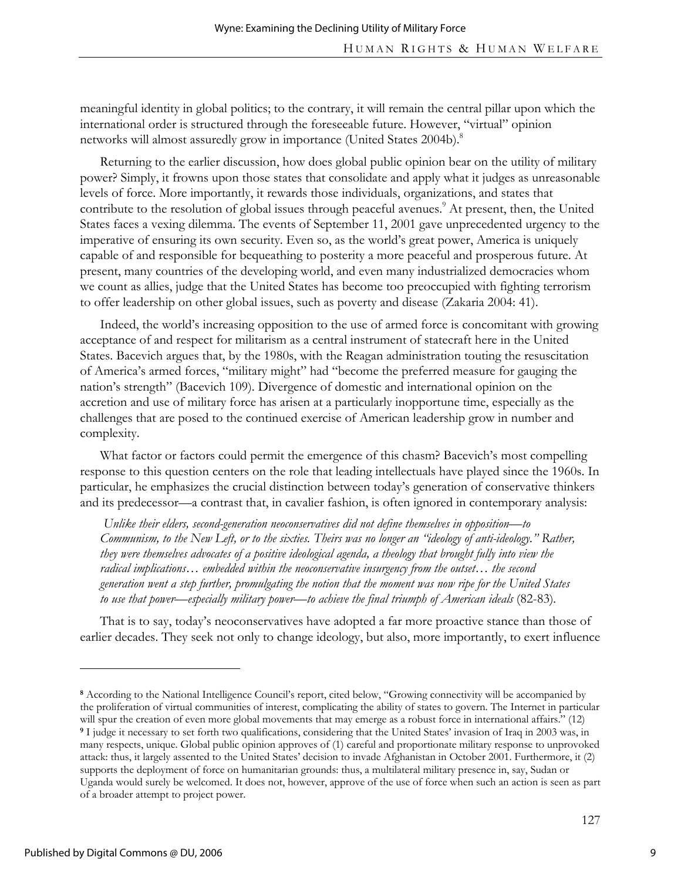meaningful identity in global politics; to the contrary, it will remain the central pillar upon which the international order is structured through the foreseeable future. However, "virtual" opinion networks will almost assuredly grow in importance (United States 2004b).[8]

Returning to the earlier discussion, how does global public opinion bear on the utility of military power? Simply, it frowns upon those states that consolidate and apply what it judges as unreasonable levels of force. More importantly, it rewards those individuals, organizations, and states that contribute to the resolution of global issues through peaceful avenues.[9] At present, then, the United States faces a vexing dilemma. The events of September 11, 2001 gave unprecedented urgency to the imperative of ensuring its own security. Even so, as the world's great power, America is uniquely capable of and responsible for bequeathing to posterity a more peaceful and prosperous future. At present, many countries of the developing world, and even many industrialized democracies whom we count as allies, judge that the United States has become too preoccupied with fighting terrorism to offer leadership on other global issues, such as poverty and disease (Zakaria 2004: 41).

Indeed, the world's increasing opposition to the use of armed force is concomitant with growing acceptance of and respect for militarism as a central instrument of statecraft here in the United States. Bacevich argues that, by the 1980s, with the Reagan administration touting the resuscitation of America's armed forces, "military might" had "become the preferred measure for gauging the nation's strength" (Bacevich 109). Divergence of domestic and international opinion on the accretion and use of military force has arisen at a particularly inopportune time, especially as the challenges that are posed to the continued exercise of American leadership grow in number and complexity.

What factor or factors could permit the emergence of this chasm? Bacevich's most compelling response to this question centers on the role that leading intellectuals have played since the 1960s. In particular, he emphasizes the crucial distinction between today's generation of conservative thinkers and its predecessor—a contrast that, in cavalier fashion, is often ignored in contemporary analysis:

> *Unlike their elders, second-generation neoconservatives did not define themselves in opposition—to Communism, to the New Left, or to the sixties. Theirs was no longer an "ideology of anti-ideology." Rather, they were themselves advocates of a positive ideological agenda, a theology that brought fully into view the radical implications… embedded within the neoconservative insurgency from the outset… the second generation went a step further, promulgating the notion that the moment was now ripe for the United States to use that power—especially military power—to achieve the final triumph of American ideals* (82-83).

That is to say, today's neoconservatives have adopted a far more proactive stance than those of earlier decades. They seek not only to change ideology, but also, more importantly, to exert influence

---

[8] According to the National Intelligence Council's report, cited below, "Growing connectivity will be accompanied by the proliferation of virtual communities of interest, complicating the ability of states to govern. The Internet in particular will spur the creation of even more global movements that may emerge as a robust force in international affairs." (12)

[9] I judge it necessary to set forth two qualifications, considering that the United States' invasion of Iraq in 2003 was, in many respects, unique. Global public opinion approves of (1) careful and proportionate military response to unprovoked attack: thus, it largely assented to the United States' decision to invade Afghanistan in October 2001. Furthermore, it (2) supports the deployment of force on humanitarian grounds: thus, a multilateral military presence in, say, Sudan or Uganda would surely be welcomed. It does not, however, approve of the use of force when such an action is seen as part of a broader attempt to project power.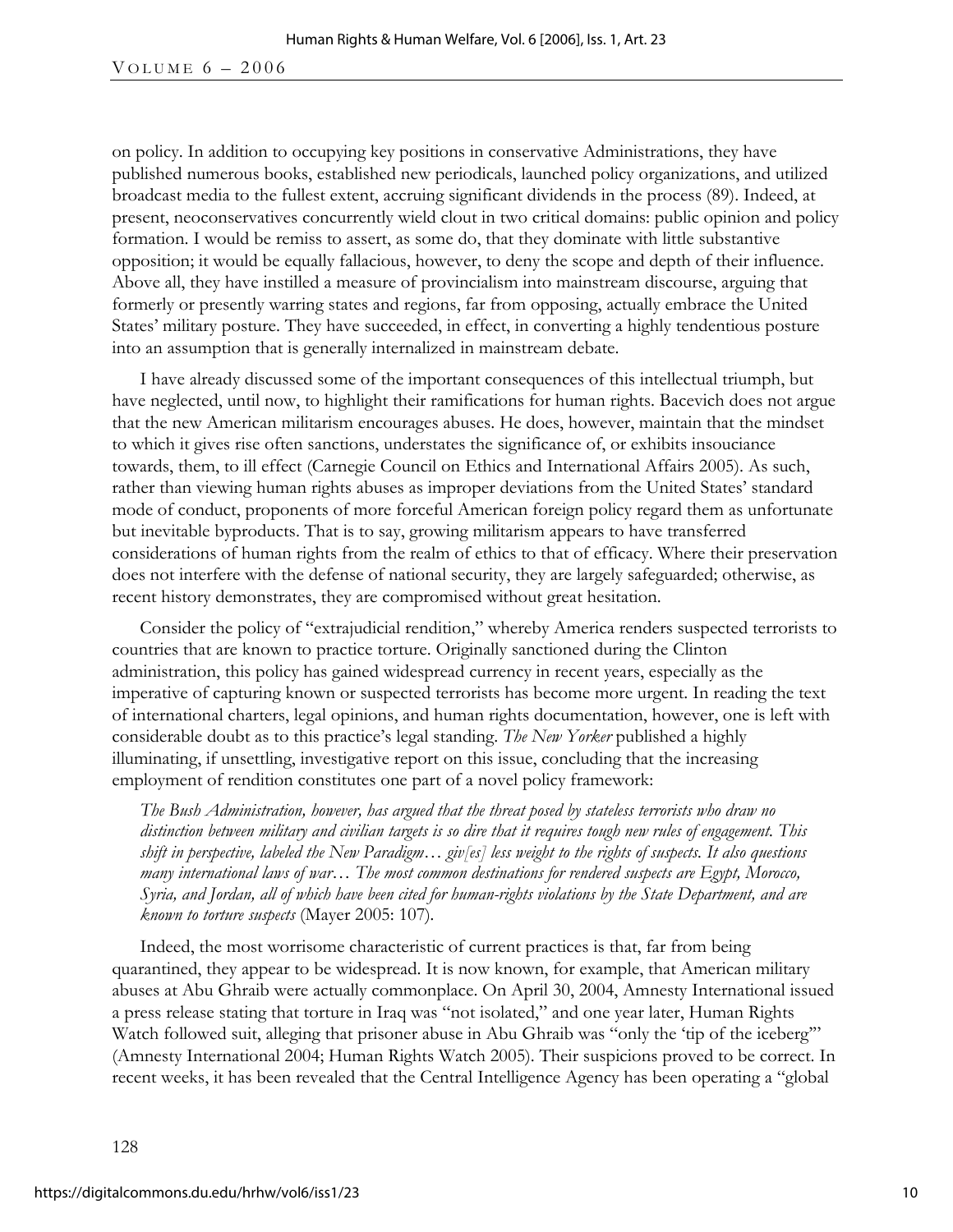on policy. In addition to occupying key positions in conservative Administrations, they have published numerous books, established new periodicals, launched policy organizations, and utilized broadcast media to the fullest extent, accruing significant dividends in the process (89). Indeed, at present, neoconservatives concurrently wield clout in two critical domains: public opinion and policy formation. I would be remiss to assert, as some do, that they dominate with little substantive opposition; it would be equally fallacious, however, to deny the scope and depth of their influence. Above all, they have instilled a measure of provincialism into mainstream discourse, arguing that formerly or presently warring states and regions, far from opposing, actually embrace the United States' military posture. They have succeeded, in effect, in converting a highly tendentious posture into an assumption that is generally internalized in mainstream debate.

I have already discussed some of the important consequences of this intellectual triumph, but have neglected, until now, to highlight their ramifications for human rights. Bacevich does not argue that the new American militarism encourages abuses. He does, however, maintain that the mindset to which it gives rise often sanctions, understates the significance of, or exhibits insouciance towards, them, to ill effect (Carnegie Council on Ethics and International Affairs 2005). As such, rather than viewing human rights abuses as improper deviations from the United States' standard mode of conduct, proponents of more forceful American foreign policy regard them as unfortunate but inevitable byproducts. That is to say, growing militarism appears to have transferred considerations of human rights from the realm of ethics to that of efficacy. Where their preservation does not interfere with the defense of national security, they are largely safeguarded; otherwise, as recent history demonstrates, they are compromised without great hesitation.

Consider the policy of "extrajudicial rendition," whereby America renders suspected terrorists to countries that are known to practice torture. Originally sanctioned during the Clinton administration, this policy has gained widespread currency in recent years, especially as the imperative of capturing known or suspected terrorists has become more urgent. In reading the text of international charters, legal opinions, and human rights documentation, however, one is left with considerable doubt as to this practice's legal standing. *The New Yorker* published a highly illuminating, if unsettling, investigative report on this issue, concluding that the increasing employment of rendition constitutes one part of a novel policy framework:

> *The Bush Administration, however, has argued that the threat posed by stateless terrorists who draw no distinction between military and civilian targets is so dire that it requires tough new rules of engagement. This shift in perspective, labeled the New Paradigm… giv[es] less weight to the rights of suspects. It also questions many international laws of war… The most common destinations for rendered suspects are Egypt, Morocco, Syria, and Jordan, all of which have been cited for human-rights violations by the State Department, and are known to torture suspects* (Mayer 2005: 107).

Indeed, the most worrisome characteristic of current practices is that, far from being quarantined, they appear to be widespread. It is now known, for example, that American military abuses at Abu Ghraib were actually commonplace. On April 30, 2004, Amnesty International issued a press release stating that torture in Iraq was "not isolated," and one year later, Human Rights Watch followed suit, alleging that prisoner abuse in Abu Ghraib was "only the 'tip of the iceberg'" (Amnesty International 2004; Human Rights Watch 2005). Their suspicions proved to be correct. In recent weeks, it has been revealed that the Central Intelligence Agency has been operating a "global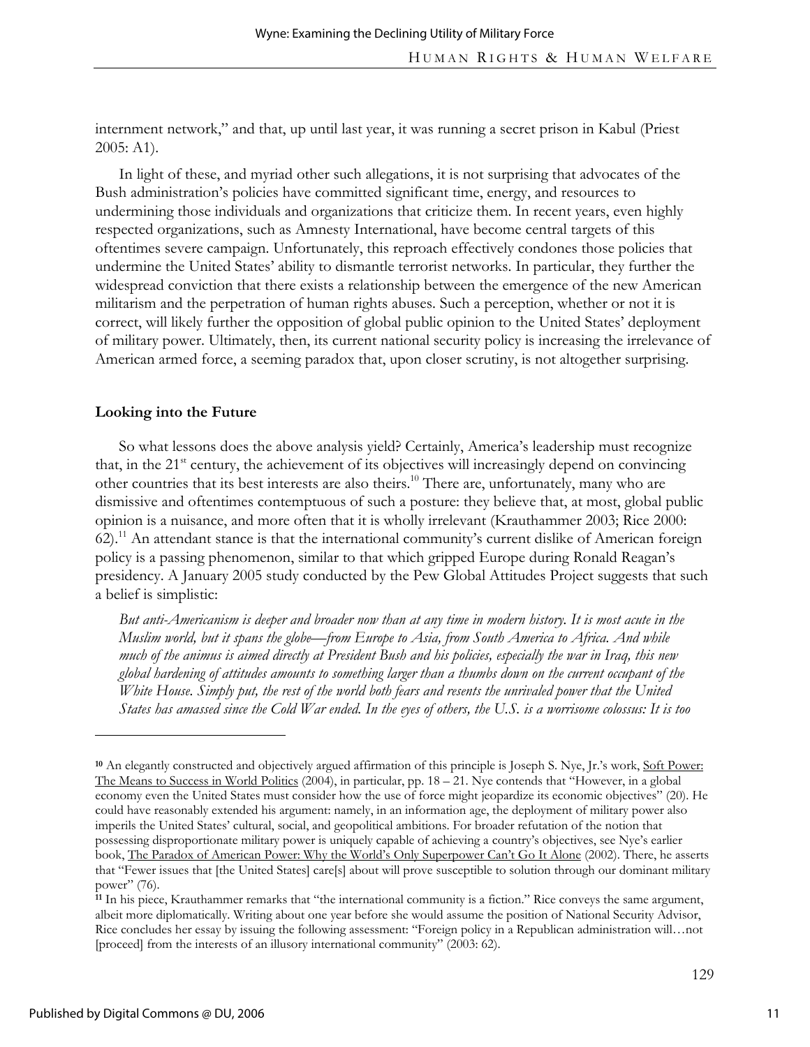internment network," and that, up until last year, it was running a secret prison in Kabul (Priest 2005: A1).

In light of these, and myriad other such allegations, it is not surprising that advocates of the Bush administration's policies have committed significant time, energy, and resources to undermining those individuals and organizations that criticize them. In recent years, even highly respected organizations, such as Amnesty International, have become central targets of this oftentimes severe campaign. Unfortunately, this reproach effectively condones those policies that undermine the United States' ability to dismantle terrorist networks. In particular, they further the widespread conviction that there exists a relationship between the emergence of the new American militarism and the perpetration of human rights abuses. Such a perception, whether or not it is correct, will likely further the opposition of global public opinion to the United States' deployment of military power. Ultimately, then, its current national security policy is increasing the irrelevance of American armed force, a seeming paradox that, upon closer scrutiny, is not altogether surprising.

**Looking into the Future**

So what lessons does the above analysis yield? Certainly, America's leadership must recognize that, in the 21st century, the achievement of its objectives will increasingly depend on convincing other countries that its best interests are also theirs.[10] There are, unfortunately, many who are dismissive and oftentimes contemptuous of such a posture: they believe that, at most, global public opinion is a nuisance, and more often that it is wholly irrelevant (Krauthammer 2003; Rice 2000: 62).[11] An attendant stance is that the international community's current dislike of American foreign policy is a passing phenomenon, similar to that which gripped Europe during Ronald Reagan's presidency. A January 2005 study conducted by the Pew Global Attitudes Project suggests that such a belief is simplistic:

*But anti-Americanism is deeper and broader now than at any time in modern history. It is most acute in the Muslim world, but it spans the globe—from Europe to Asia, from South America to Africa. And while much of the animus is aimed directly at President Bush and his policies, especially the war in Iraq, this new global hardening of attitudes amounts to something larger than a thumbs down on the current occupant of the White House. Simply put, the rest of the world both fears and resents the unrivaled power that the United States has amassed since the Cold War ended. In the eyes of others, the U.S. is a worrisome colossus: It is too*

---

[10] An elegantly constructed and objectively argued affirmation of this principle is Joseph S. Nye, Jr.'s work, Soft Power: The Means to Success in World Politics (2004), in particular, pp. 18 – 21. Nye contends that "However, in a global economy even the United States must consider how the use of force might jeopardize its economic objectives" (20). He could have reasonably extended his argument: namely, in an information age, the deployment of military power also imperils the United States' cultural, social, and geopolitical ambitions. For broader refutation of the notion that possessing disproportionate military power is uniquely capable of achieving a country's objectives, see Nye's earlier book, The Paradox of American Power: Why the World's Only Superpower Can't Go It Alone (2002). There, he asserts that "Fewer issues that [the United States] care[s] about will prove susceptible to solution through our dominant military power" (76).

[11] In his piece, Krauthammer remarks that "the international community is a fiction." Rice conveys the same argument, albeit more diplomatically. Writing about one year before she would assume the position of National Security Advisor, Rice concludes her essay by issuing the following assessment: "Foreign policy in a Republican administration will…not [proceed] from the interests of an illusory international community" (2003: 62).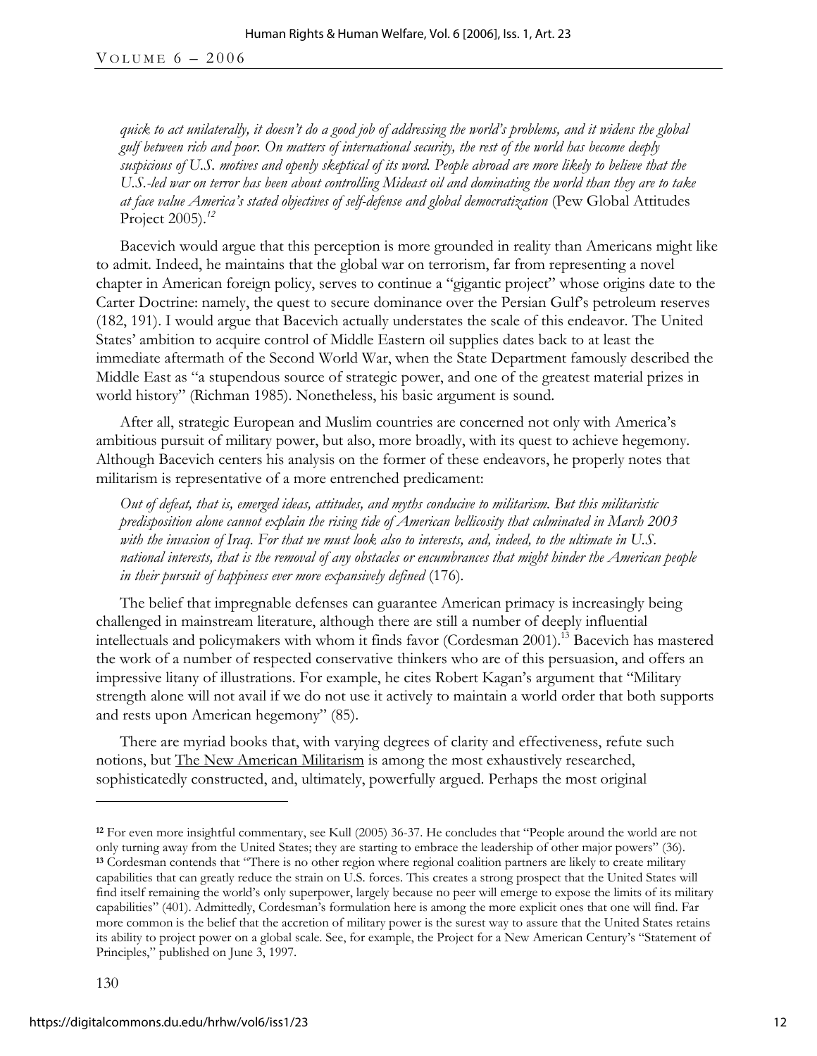*quick to act unilaterally, it doesn't do a good job of addressing the world's problems, and it widens the global gulf between rich and poor. On matters of international security, the rest of the world has become deeply suspicious of U.S. motives and openly skeptical of its word. People abroad are more likely to believe that the U.S.-led war on terror has been about controlling Mideast oil and dominating the world than they are to take at face value America's stated objectives of self-defense and global democratization* (Pew Global Attitudes Project 2005).[12]

Bacevich would argue that this perception is more grounded in reality than Americans might like to admit. Indeed, he maintains that the global war on terrorism, far from representing a novel chapter in American foreign policy, serves to continue a "gigantic project" whose origins date to the Carter Doctrine: namely, the quest to secure dominance over the Persian Gulf's petroleum reserves (182, 191). I would argue that Bacevich actually understates the scale of this endeavor. The United States' ambition to acquire control of Middle Eastern oil supplies dates back to at least the immediate aftermath of the Second World War, when the State Department famously described the Middle East as "a stupendous source of strategic power, and one of the greatest material prizes in world history" (Richman 1985). Nonetheless, his basic argument is sound.

After all, strategic European and Muslim countries are concerned not only with America's ambitious pursuit of military power, but also, more broadly, with its quest to achieve hegemony. Although Bacevich centers his analysis on the former of these endeavors, he properly notes that militarism is representative of a more entrenched predicament:

*Out of defeat, that is, emerged ideas, attitudes, and myths conducive to militarism. But this militaristic predisposition alone cannot explain the rising tide of American bellicosity that culminated in March 2003 with the invasion of Iraq. For that we must look also to interests, and, indeed, to the ultimate in U.S. national interests, that is the removal of any obstacles or encumbrances that might hinder the American people in their pursuit of happiness ever more expansively defined* (176).

The belief that impregnable defenses can guarantee American primacy is increasingly being challenged in mainstream literature, although there are still a number of deeply influential intellectuals and policymakers with whom it finds favor (Cordesman 2001).[13] Bacevich has mastered the work of a number of respected conservative thinkers who are of this persuasion, and offers an impressive litany of illustrations. For example, he cites Robert Kagan's argument that "Military strength alone will not avail if we do not use it actively to maintain a world order that both supports and rests upon American hegemony" (85).

There are myriad books that, with varying degrees of clarity and effectiveness, refute such notions, but The New American Militarism is among the most exhaustively researched, sophisticatedly constructed, and, ultimately, powerfully argued. Perhaps the most original

---

[12] For even more insightful commentary, see Kull (2005) 36-37. He concludes that "People around the world are not only turning away from the United States; they are starting to embrace the leadership of other major powers" (36).

[13] Cordesman contends that "There is no other region where regional coalition partners are likely to create military capabilities that can greatly reduce the strain on U.S. forces. This creates a strong prospect that the United States will find itself remaining the world's only superpower, largely because no peer will emerge to expose the limits of its military capabilities" (401). Admittedly, Cordesman's formulation here is among the more explicit ones that one will find. Far more common is the belief that the accretion of military power is the surest way to assure that the United States retains its ability to project power on a global scale. See, for example, the Project for a New American Century's "Statement of Principles," published on June 3, 1997.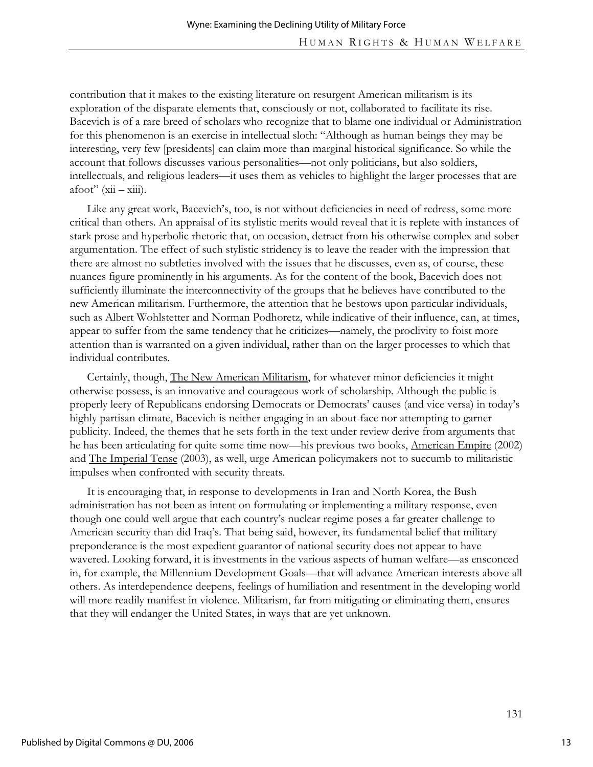contribution that it makes to the existing literature on resurgent American militarism is its exploration of the disparate elements that, consciously or not, collaborated to facilitate its rise. Bacevich is of a rare breed of scholars who recognize that to blame one individual or Administration for this phenomenon is an exercise in intellectual sloth: "Although as human beings they may be interesting, very few [presidents] can claim more than marginal historical significance. So while the account that follows discusses various personalities—not only politicians, but also soldiers, intellectuals, and religious leaders—it uses them as vehicles to highlight the larger processes that are afoot" (xii – xiii).

Like any great work, Bacevich's, too, is not without deficiencies in need of redress, some more critical than others. An appraisal of its stylistic merits would reveal that it is replete with instances of stark prose and hyperbolic rhetoric that, on occasion, detract from his otherwise complex and sober argumentation. The effect of such stylistic stridency is to leave the reader with the impression that there are almost no subtleties involved with the issues that he discusses, even as, of course, these nuances figure prominently in his arguments. As for the content of the book, Bacevich does not sufficiently illuminate the interconnectivity of the groups that he believes have contributed to the new American militarism. Furthermore, the attention that he bestows upon particular individuals, such as Albert Wohlstetter and Norman Podhoretz, while indicative of their influence, can, at times, appear to suffer from the same tendency that he criticizes—namely, the proclivity to foist more attention than is warranted on a given individual, rather than on the larger processes to which that individual contributes.

Certainly, though, The New American Militarism, for whatever minor deficiencies it might otherwise possess, is an innovative and courageous work of scholarship. Although the public is properly leery of Republicans endorsing Democrats or Democrats' causes (and vice versa) in today's highly partisan climate, Bacevich is neither engaging in an about-face nor attempting to garner publicity. Indeed, the themes that he sets forth in the text under review derive from arguments that he has been articulating for quite some time now—his previous two books, American Empire (2002) and The Imperial Tense (2003), as well, urge American policymakers not to succumb to militaristic impulses when confronted with security threats.

It is encouraging that, in response to developments in Iran and North Korea, the Bush administration has not been as intent on formulating or implementing a military response, even though one could well argue that each country's nuclear regime poses a far greater challenge to American security than did Iraq's. That being said, however, its fundamental belief that military preponderance is the most expedient guarantor of national security does not appear to have wavered. Looking forward, it is investments in the various aspects of human welfare—as ensconced in, for example, the Millennium Development Goals—that will advance American interests above all others. As interdependence deepens, feelings of humiliation and resentment in the developing world will more readily manifest in violence. Militarism, far from mitigating or eliminating them, ensures that they will endanger the United States, in ways that are yet unknown.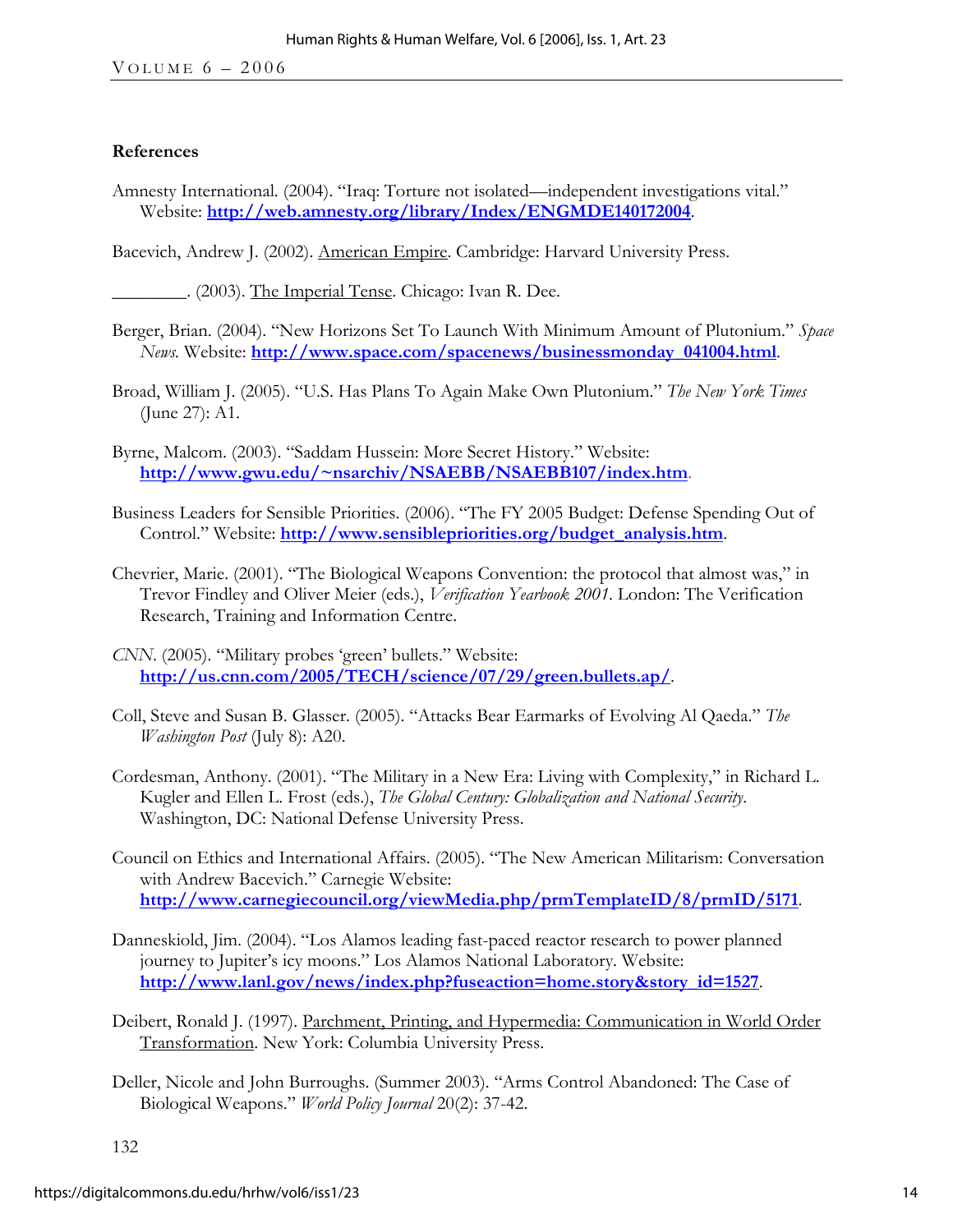## References

Amnesty International. (2004). "Iraq: Torture not isolated—independent investigations vital." Website: **http://web.amnesty.org/library/Index/ENGMDE140172004**.

Bacevich, Andrew J. (2002). American Empire. Cambridge: Harvard University Press.

________. (2003). The Imperial Tense. Chicago: Ivan R. Dee.

Berger, Brian. (2004). "New Horizons Set To Launch With Minimum Amount of Plutonium." *Space News*. Website: **http://www.space.com/spacenews/businessmonday_041004.html**.

Broad, William J. (2005). "U.S. Has Plans To Again Make Own Plutonium." *The New York Times* (June 27): A1.

Byrne, Malcom. (2003). "Saddam Hussein: More Secret History." Website: **http://www.gwu.edu/~nsarchiv/NSAEBB/NSAEBB107/index.htm**.

Business Leaders for Sensible Priorities. (2006). "The FY 2005 Budget: Defense Spending Out of Control." Website: **http://www.sensiblepriorities.org/budget_analysis.htm**.

Chevrier, Marie. (2001). "The Biological Weapons Convention: the protocol that almost was," in Trevor Findley and Oliver Meier (eds.), *Verification Yearbook 2001*. London: The Verification Research, Training and Information Centre.

*CNN*. (2005). "Military probes 'green' bullets." Website: **http://us.cnn.com/2005/TECH/science/07/29/green.bullets.ap/**.

Coll, Steve and Susan B. Glasser. (2005). "Attacks Bear Earmarks of Evolving Al Qaeda." *The Washington Post* (July 8): A20.

Cordesman, Anthony. (2001). "The Military in a New Era: Living with Complexity," in Richard L. Kugler and Ellen L. Frost (eds.), *The Global Century: Globalization and National Security*. Washington, DC: National Defense University Press.

Council on Ethics and International Affairs. (2005). "The New American Militarism: Conversation with Andrew Bacevich." Carnegie Website: **http://www.carnegiecouncil.org/viewMedia.php/prmTemplateID/8/prmID/5171**.

Danneskiold, Jim. (2004). "Los Alamos leading fast-paced reactor research to power planned journey to Jupiter's icy moons." Los Alamos National Laboratory. Website: **http://www.lanl.gov/news/index.php?fuseaction=home.story&story_id=1527**.

Deibert, Ronald J. (1997). Parchment, Printing, and Hypermedia: Communication in World Order Transformation. New York: Columbia University Press.

Deller, Nicole and John Burroughs. (Summer 2003). "Arms Control Abandoned: The Case of Biological Weapons." *World Policy Journal* 20(2): 37-42.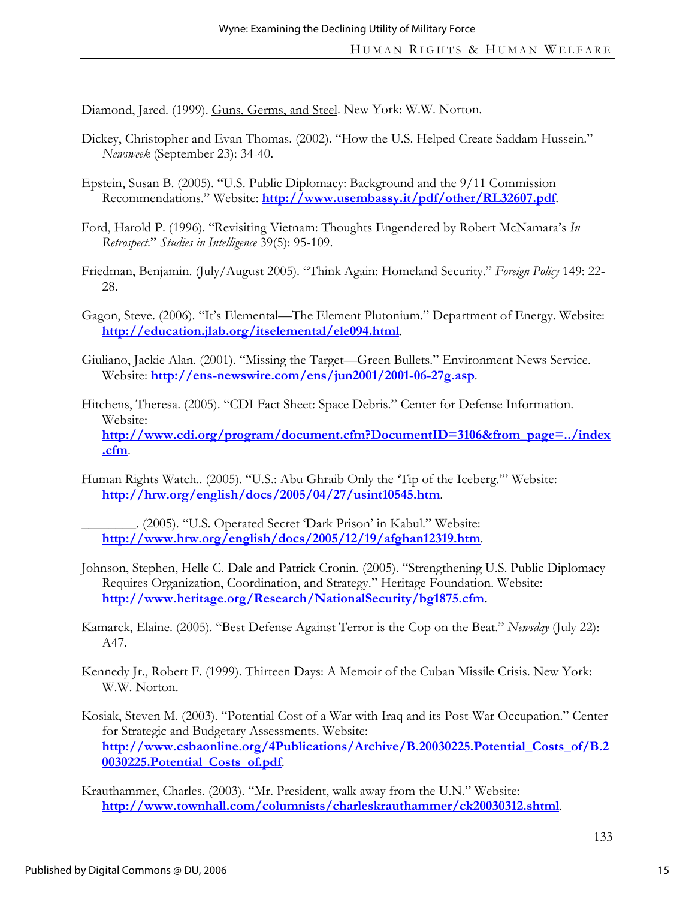Diamond, Jared. (1999). Guns, Germs, and Steel. New York: W.W. Norton.

Dickey, Christopher and Evan Thomas. (2002). "How the U.S. Helped Create Saddam Hussein." *Newsweek* (September 23): 34-40.

Epstein, Susan B. (2005). "U.S. Public Diplomacy: Background and the 9/11 Commission Recommendations." Website: **http://www.usembassy.it/pdf/other/RL32607.pdf**.

Ford, Harold P. (1996). "Revisiting Vietnam: Thoughts Engendered by Robert McNamara's *In Retrospect*." *Studies in Intelligence* 39(5): 95-109.

Friedman, Benjamin. (July/August 2005). "Think Again: Homeland Security." *Foreign Policy* 149: 22-28.

Gagon, Steve. (2006). "It's Elemental—The Element Plutonium." Department of Energy. Website: **http://education.jlab.org/itselemental/ele094.html**.

Giuliano, Jackie Alan. (2001). "Missing the Target—Green Bullets." Environment News Service. Website: **http://ens-newswire.com/ens/jun2001/2001-06-27g.asp**.

Hitchens, Theresa. (2005). "CDI Fact Sheet: Space Debris." Center for Defense Information. Website: **http://www.cdi.org/program/document.cfm?DocumentID=3106&from_page=../index.cfm**.

Human Rights Watch.. (2005). "U.S.: Abu Ghraib Only the 'Tip of the Iceberg.'" Website: **http://hrw.org/english/docs/2005/04/27/usint10545.htm**.

________. (2005). "U.S. Operated Secret 'Dark Prison' in Kabul." Website: **http://www.hrw.org/english/docs/2005/12/19/afghan12319.htm**.

Johnson, Stephen, Helle C. Dale and Patrick Cronin. (2005). "Strengthening U.S. Public Diplomacy Requires Organization, Coordination, and Strategy." Heritage Foundation. Website: **http://www.heritage.org/Research/NationalSecurity/bg1875.cfm.**

Kamarck, Elaine. (2005). "Best Defense Against Terror is the Cop on the Beat." *Newsday* (July 22): A47.

Kennedy Jr., Robert F. (1999). Thirteen Days: A Memoir of the Cuban Missile Crisis. New York: W.W. Norton.

Kosiak, Steven M. (2003). "Potential Cost of a War with Iraq and its Post-War Occupation." Center for Strategic and Budgetary Assessments. Website: **http://www.csbaonline.org/4Publications/Archive/B.20030225.Potential_Costs_of/B.20030225.Potential_Costs_of.pdf**.

Krauthammer, Charles. (2003). "Mr. President, walk away from the U.N." Website: **http://www.townhall.com/columnists/charleskrauthammer/ck20030312.shtml**.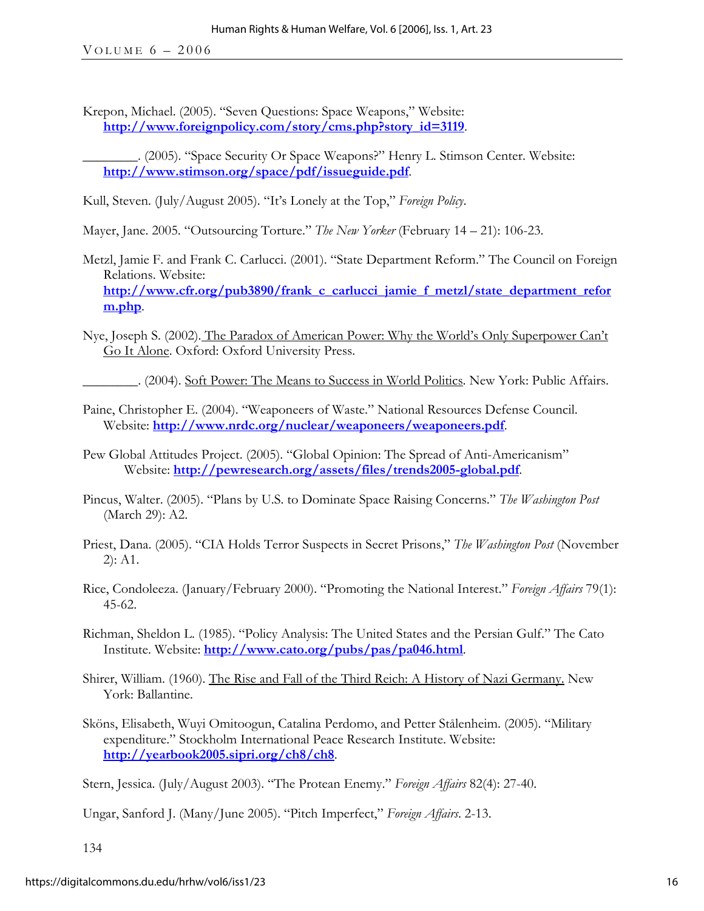Krepon, Michael. (2005). "Seven Questions: Space Weapons," Website: **http://www.foreignpolicy.com/story/cms.php?story_id=3119**.

________. (2005). "Space Security Or Space Weapons?" Henry L. Stimson Center. Website: **http://www.stimson.org/space/pdf/issueguide.pdf**.

Kull, Steven. (July/August 2005). "It's Lonely at the Top," *Foreign Policy*.

Mayer, Jane. 2005. "Outsourcing Torture." *The New Yorker* (February 14 – 21): 106-23.

Metzl, Jamie F. and Frank C. Carlucci. (2001). "State Department Reform." The Council on Foreign Relations. Website: **http://www.cfr.org/pub3890/frank_c_carlucci_jamie_f_metzl/state_department_reform.php**.

Nye, Joseph S. (2002). The Paradox of American Power: Why the World's Only Superpower Can't Go It Alone. Oxford: Oxford University Press.

________. (2004). Soft Power: The Means to Success in World Politics. New York: Public Affairs.

Paine, Christopher E. (2004). "Weaponeers of Waste." National Resources Defense Council. Website: **http://www.nrdc.org/nuclear/weaponeers/weaponeers.pdf**.

Pew Global Attitudes Project. (2005). "Global Opinion: The Spread of Anti-Americanism" Website: **http://pewresearch.org/assets/files/trends2005-global.pdf**.

Pincus, Walter. (2005). "Plans by U.S. to Dominate Space Raising Concerns." *The Washington Post* (March 29): A2.

Priest, Dana. (2005). "CIA Holds Terror Suspects in Secret Prisons," *The Washington Post* (November 2): A1.

Rice, Condoleezza. (January/February 2000). "Promoting the National Interest." *Foreign Affairs* 79(1): 45-62.

Richman, Sheldon L. (1985). "Policy Analysis: The United States and the Persian Gulf." The Cato Institute. Website: **http://www.cato.org/pubs/pas/pa046.html**.

Shirer, William. (1960). The Rise and Fall of the Third Reich: A History of Nazi Germany. New York: Ballantine.

Sköns, Elisabeth, Wuyi Omitoogun, Catalina Perdomo, and Petter Stålenheim. (2005). "Military expenditure." Stockholm International Peace Research Institute. Website: **http://yearbook2005.sipri.org/ch8/ch8**.

Stern, Jessica. (July/August 2003). "The Protean Enemy." *Foreign Affairs* 82(4): 27-40.

Ungar, Sanford J. (Many/June 2005). "Pitch Imperfect," *Foreign Affairs*. 2-13.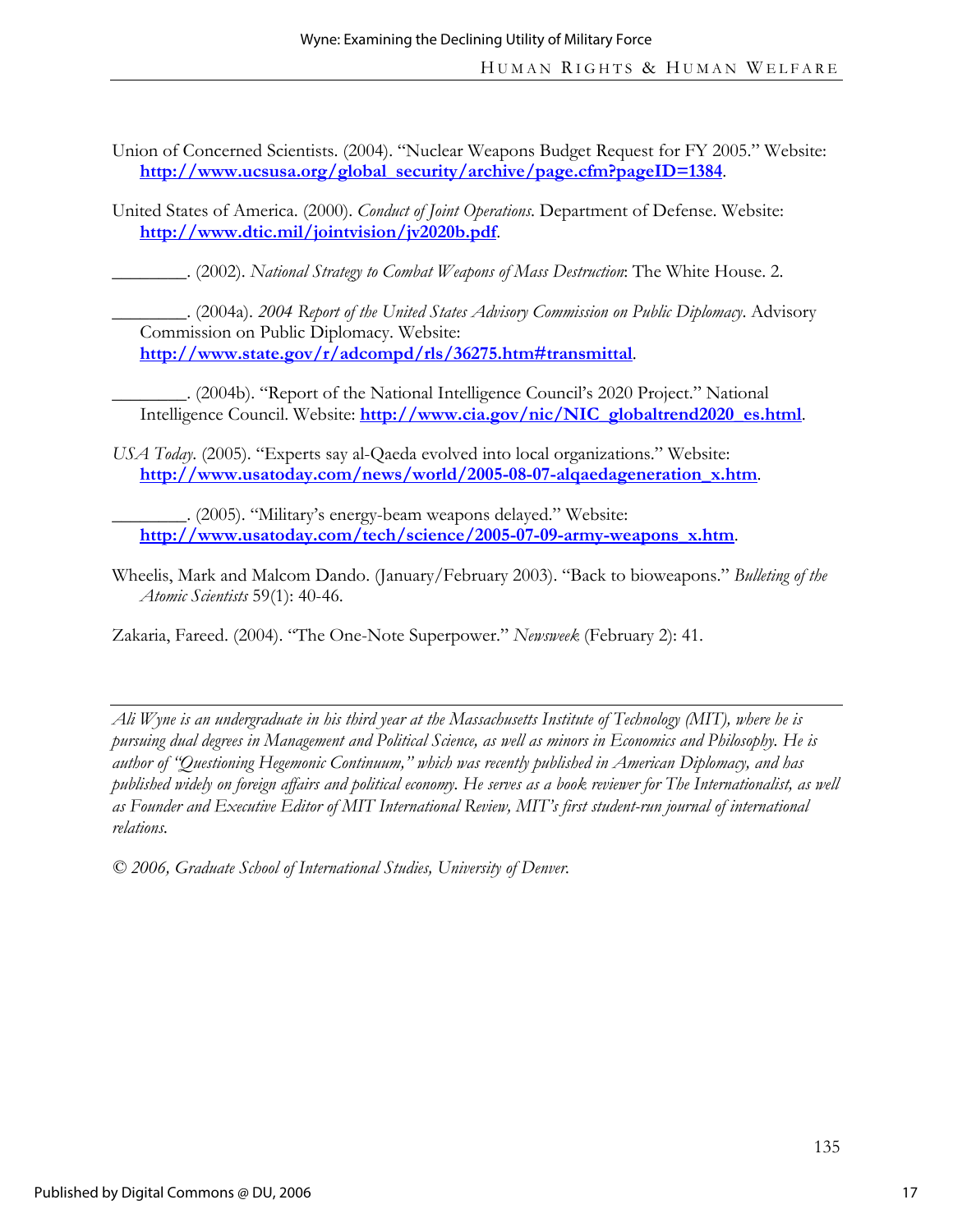Union of Concerned Scientists. (2004). "Nuclear Weapons Budget Request for FY 2005." Website: **http://www.ucsusa.org/global_security/archive/page.cfm?pageID=1384**.

United States of America. (2000). *Conduct of Joint Operations*. Department of Defense. Website: **http://www.dtic.mil/jointvision/jv2020b.pdf**.

________. (2002). *National Strategy to Combat Weapons of Mass Destruction*: The White House. 2.

________. (2004a). *2004 Report of the United States Advisory Commission on Public Diplomacy*. Advisory Commission on Public Diplomacy. Website: **http://www.state.gov/r/adcompd/rls/36275.htm#transmittal**.

________. (2004b). "Report of the National Intelligence Council's 2020 Project." National Intelligence Council. Website: **http://www.cia.gov/nic/NIC_globaltrend2020_es.html**.

*USA Today*. (2005). "Experts say al-Qaeda evolved into local organizations." Website: **http://www.usatoday.com/news/world/2005-08-07-alqaedageneration_x.htm**.

________. (2005). "Military's energy-beam weapons delayed." Website: **http://www.usatoday.com/tech/science/2005-07-09-army-weapons_x.htm**.

Wheelis, Mark and Malcom Dando. (January/February 2003). "Back to bioweapons." *Bulleting of the Atomic Scientists* 59(1): 40-46.

Zakaria, Fareed. (2004). "The One-Note Superpower." *Newsweek* (February 2): 41.

---

*Ali Wyne is an undergraduate in his third year at the Massachusetts Institute of Technology (MIT), where he is pursuing dual degrees in Management and Political Science, as well as minors in Economics and Philosophy. He is author of "Questioning Hegemonic Continuum," which was recently published in American Diplomacy, and has published widely on foreign affairs and political economy. He serves as a book reviewer for The Internationalist, as well as Founder and Executive Editor of MIT International Review, MIT's first student-run journal of international relations.*

*© 2006, Graduate School of International Studies, University of Denver.*